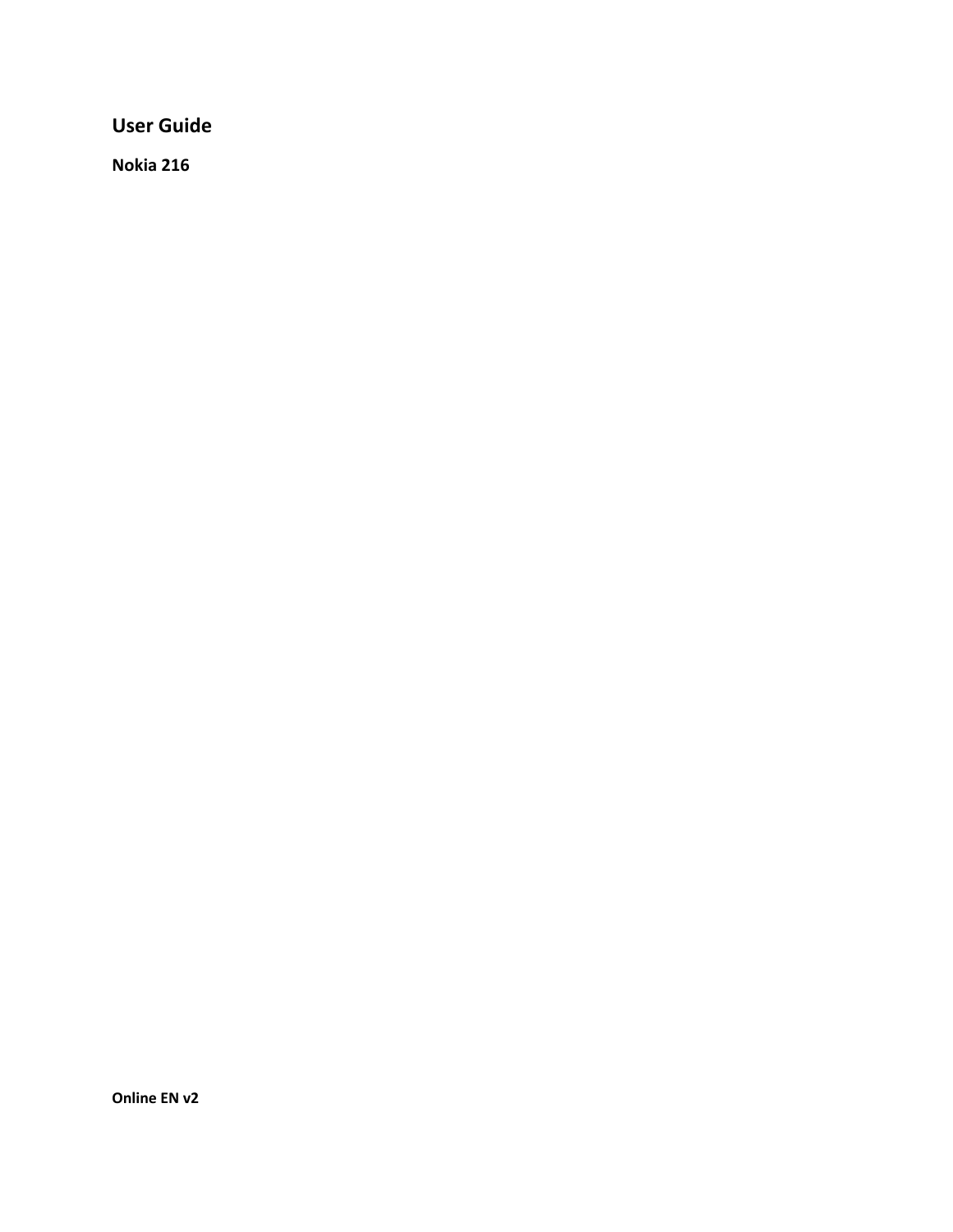# User Guide

## Nokia 216

**Online EN v2**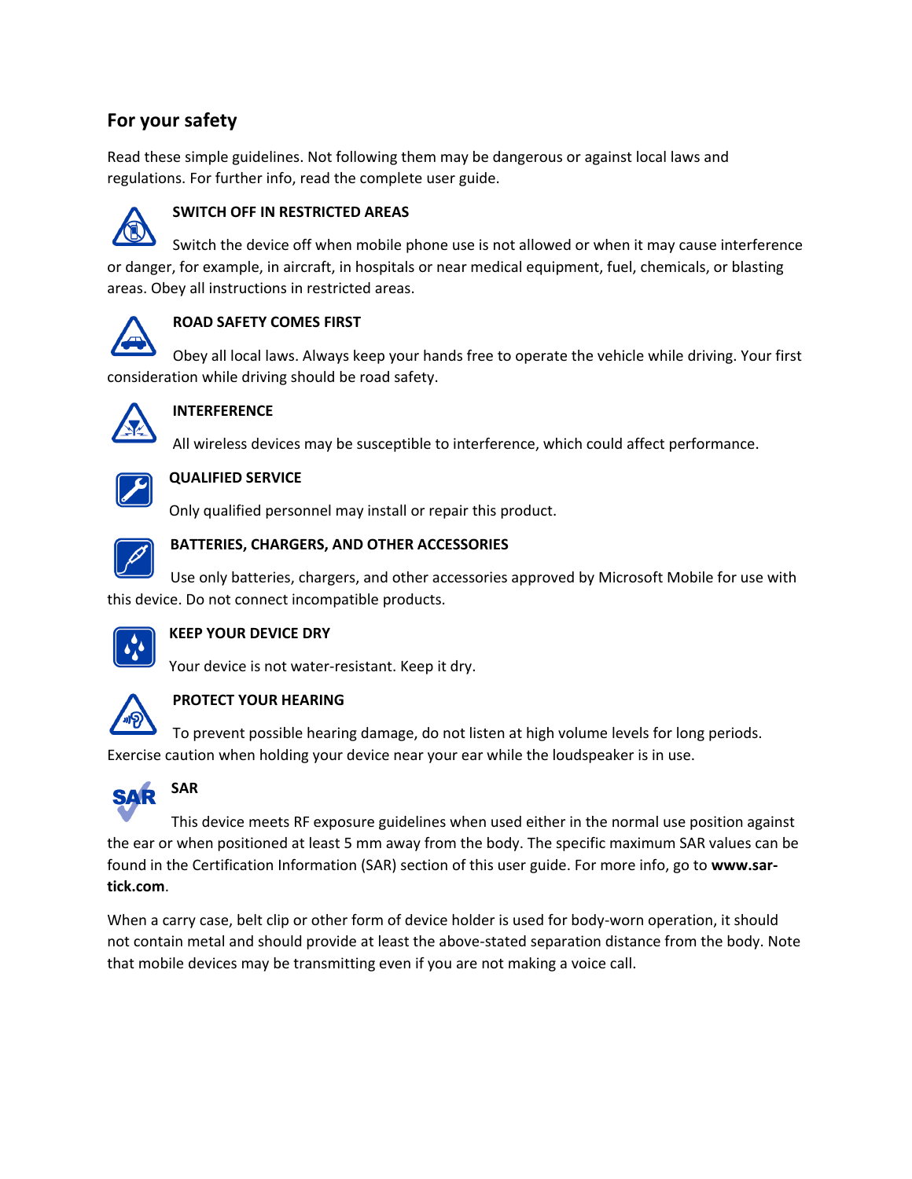## For your safety

Read these simple guidelines. Not following them may be dangerous or against local laws and regulations. For further info, read the complete user guide.

### SWITCH OFF IN RESTRICTED AREAS

Switch the device off when mobile phone use is not allowed or when it may cause interference or danger, for example, in aircraft, in hospitals or near medical equipment, fuel, chemicals, or blasting areas. Obey all instructions in restricted areas.

### ROAD SAFETY COMES FIRST

Obey all local laws. Always keep your hands free to operate the vehicle while driving. Your first consideration while driving should be road safety.

### INTERFERENCE

All wireless devices may be susceptible to interference, which could affect performance.

### QUALIFIED SERVICE

Only qualified personnel may install or repair this product.

### BATTERIES, CHARGERS, AND OTHER ACCESSORIES

Use only batteries, chargers, and other accessories approved by Microsoft Mobile for use with this device. Do not connect incompatible products.

### KEEP YOUR DEVICE DRY

Your device is not water-resistant. Keep it dry.

### PROTECT YOUR HEARING

To prevent possible hearing damage, do not listen at high volume levels for long periods. Exercise caution when holding your device near your ear while the loudspeaker is in use.

### SAR

This device meets RF exposure guidelines when used either in the normal use position against the ear or when positioned at least 5 mm away from the body. The specific maximum SAR values can be found in the Certification Information (SAR) section of this user guide. For more info, go to **www.sar-tick.com**.

When a carry case, belt clip or other form of device holder is used for body-worn operation, it should not contain metal and should provide at least the above-stated separation distance from the body. Note that mobile devices may be transmitting even if you are not making a voice call.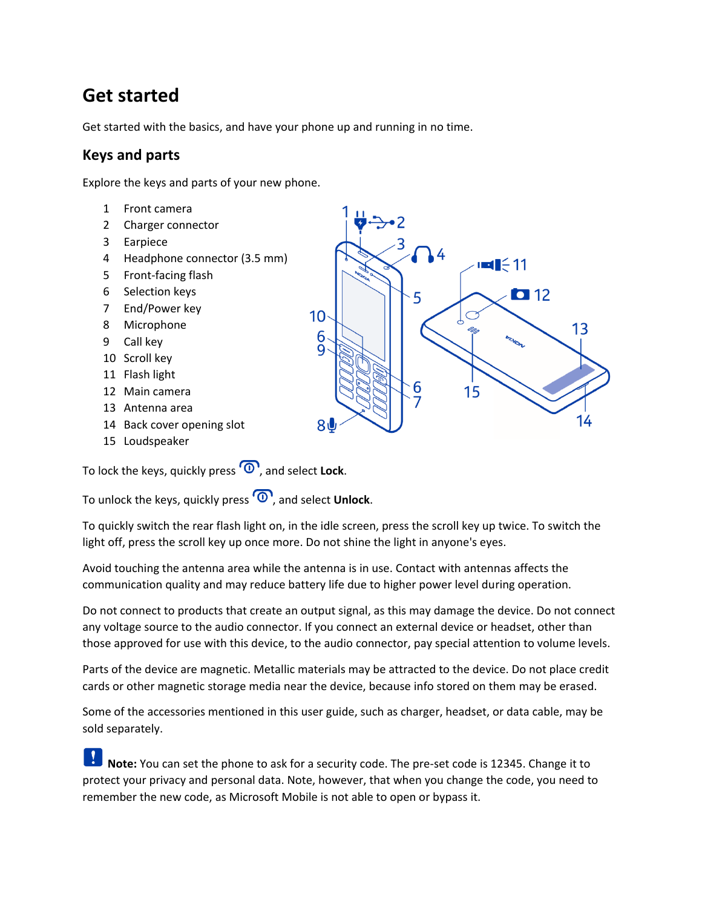# Get started

Get started with the basics, and have your phone up and running in no time.

## Keys and parts

Explore the keys and parts of your new phone.

1. Front camera
2. Charger connector
3. Earpiece
4. Headphone connector (3.5 mm)
5. Front-facing flash
6. Selection keys
7. End/Power key
8. Microphone
9. Call key
10. Scroll key
11. Flash light
12. Main camera
13. Antenna area
14. Back cover opening slot
15. Loudspeaker

To lock the keys, quickly press the power key, and select **Lock**.

To unlock the keys, quickly press the power key, and select **Unlock**.

To quickly switch the rear flash light on, in the idle screen, press the scroll key up twice. To switch the light off, press the scroll key up once more. Do not shine the light in anyone's eyes.

Avoid touching the antenna area while the antenna is in use. Contact with antennas affects the communication quality and may reduce battery life due to higher power level during operation.

Do not connect to products that create an output signal, as this may damage the device. Do not connect any voltage source to the audio connector. If you connect an external device or headset, other than those approved for use with this device, to the audio connector, pay special attention to volume levels.

Parts of the device are magnetic. Metallic materials may be attracted to the device. Do not place credit cards or other magnetic storage media near the device, because info stored on them may be erased.

Some of the accessories mentioned in this user guide, such as charger, headset, or data cable, may be sold separately.

**Note:** You can set the phone to ask for a security code. The pre-set code is 12345. Change it to protect your privacy and personal data. Note, however, that when you change the code, you need to remember the new code, as Microsoft Mobile is not able to open or bypass it.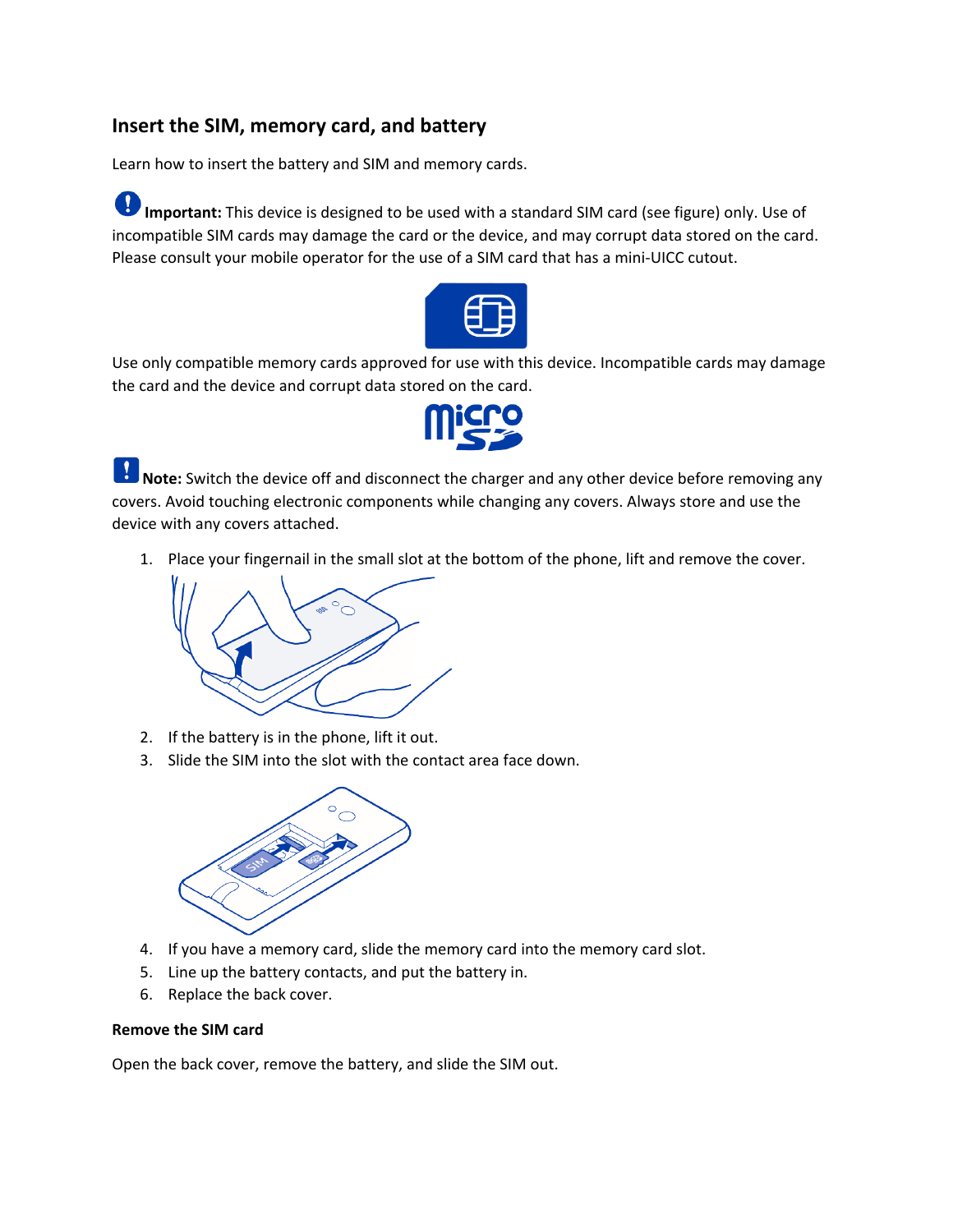## Insert the SIM, memory card, and battery

Learn how to insert the battery and SIM and memory cards.

**Important:** This device is designed to be used with a standard SIM card (see figure) only. Use of incompatible SIM cards may damage the card or the device, and may corrupt data stored on the card. Please consult your mobile operator for the use of a SIM card that has a mini-UICC cutout.

Use only compatible memory cards approved for use with this device. Incompatible cards may damage the card and the device and corrupt data stored on the card.

**Note:** Switch the device off and disconnect the charger and any other device before removing any covers. Avoid touching electronic components while changing any covers. Always store and use the device with any covers attached.

1. Place your fingernail in the small slot at the bottom of the phone, lift and remove the cover.
2. If the battery is in the phone, lift it out.
3. Slide the SIM into the slot with the contact area face down.
4. If you have a memory card, slide the memory card into the memory card slot.
5. Line up the battery contacts, and put the battery in.
6. Replace the back cover.

**Remove the SIM card**

Open the back cover, remove the battery, and slide the SIM out.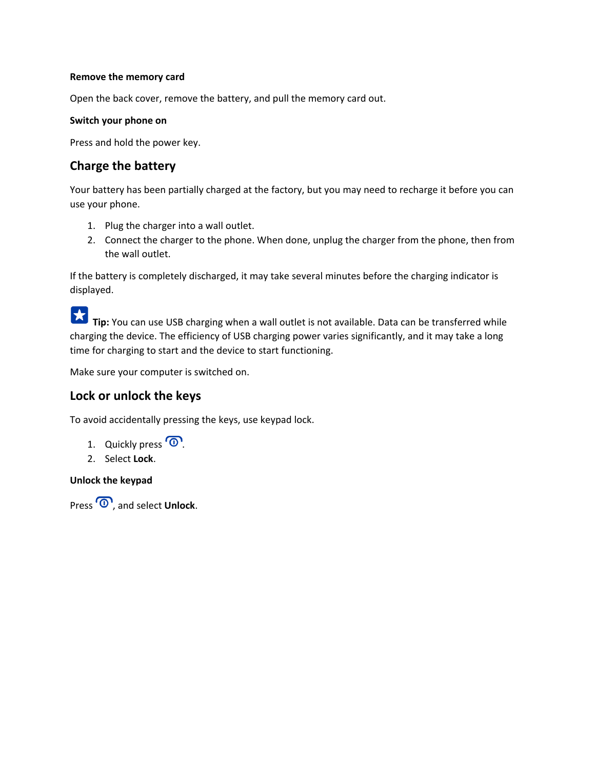**Remove the memory card**

Open the back cover, remove the battery, and pull the memory card out.

**Switch your phone on**

Press and hold the power key.

## Charge the battery

Your battery has been partially charged at the factory, but you may need to recharge it before you can use your phone.

1. Plug the charger into a wall outlet.
2. Connect the charger to the phone. When done, unplug the charger from the phone, then from the wall outlet.

If the battery is completely discharged, it may take several minutes before the charging indicator is displayed.

**Tip:** You can use USB charging when a wall outlet is not available. Data can be transferred while charging the device. The efficiency of USB charging power varies significantly, and it may take a long time for charging to start and the device to start functioning.

Make sure your computer is switched on.

## Lock or unlock the keys

To avoid accidentally pressing the keys, use keypad lock.

1. Quickly press .
2. Select **Lock**.

**Unlock the keypad**

Press , and select **Unlock**.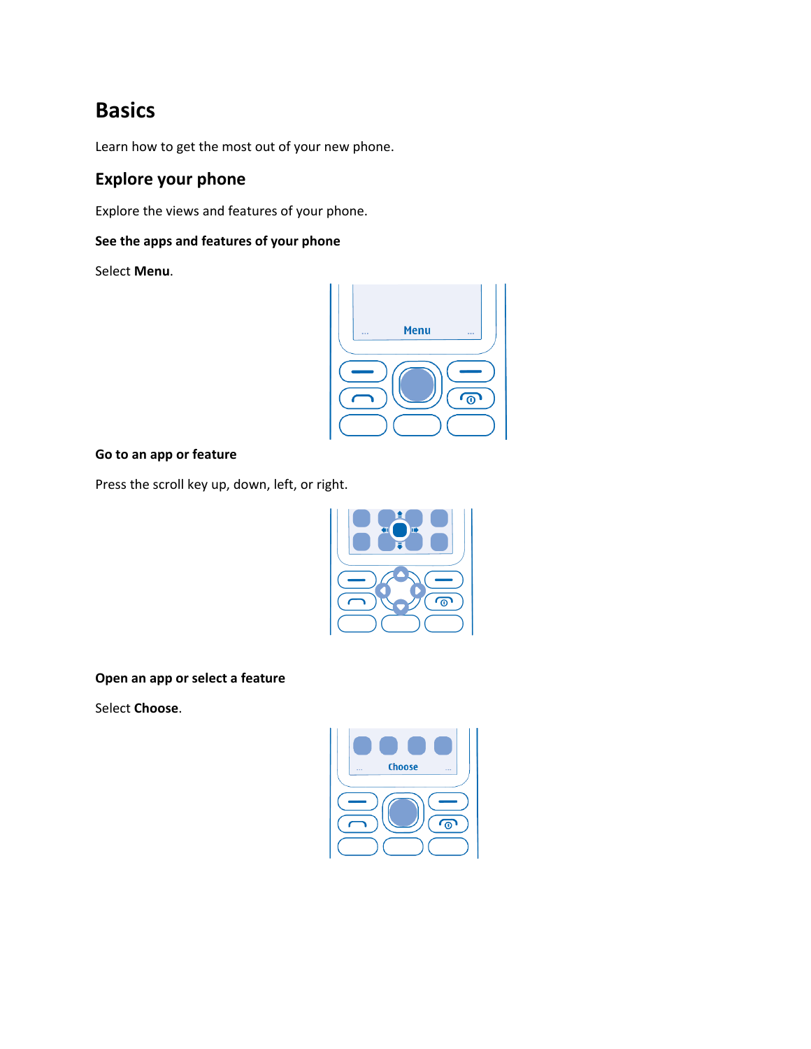# Basics

Learn how to get the most out of your new phone.

## Explore your phone

Explore the views and features of your phone.

### See the apps and features of your phone

Select **Menu**.

### Go to an app or feature

Press the scroll key up, down, left, or right.

### Open an app or select a feature

Select **Choose**.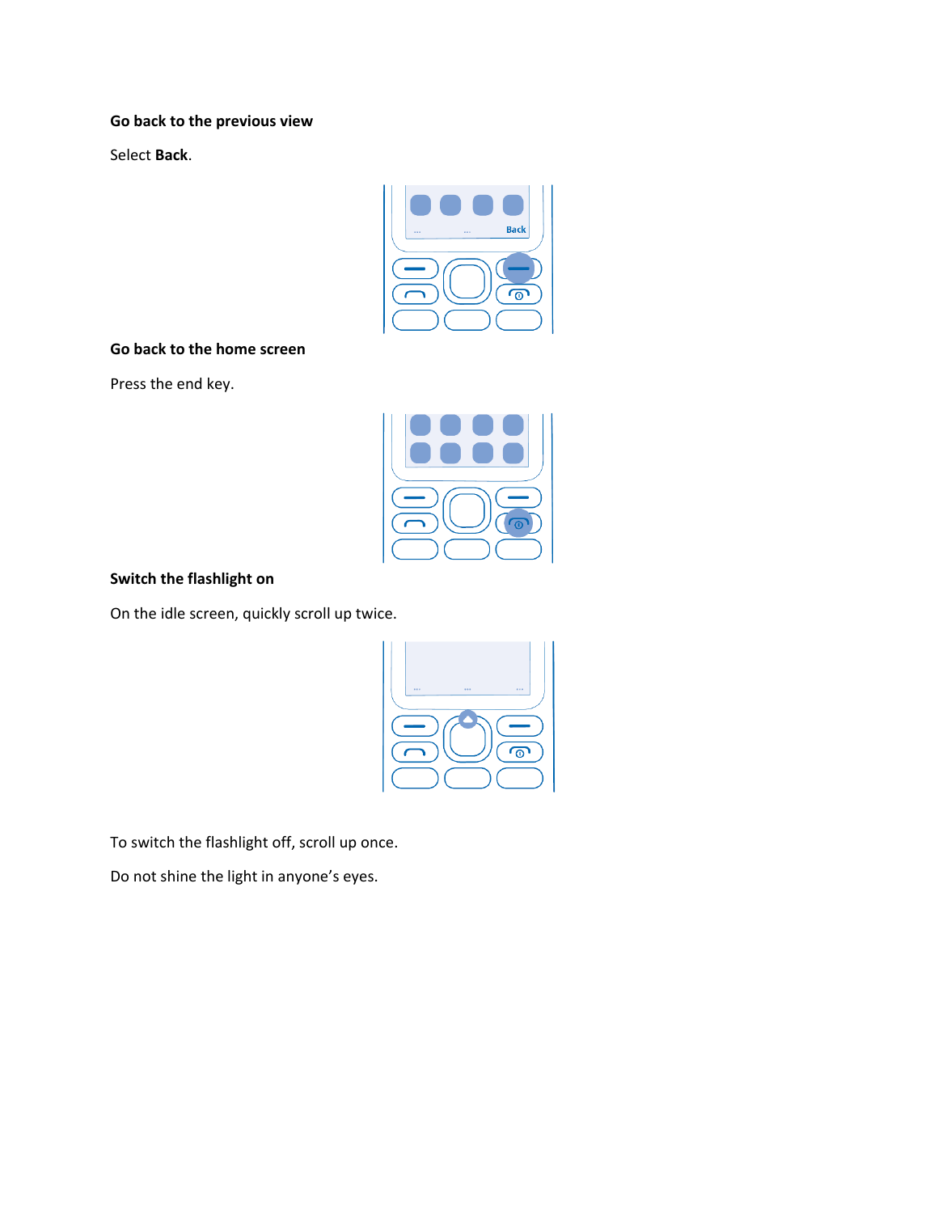**Go back to the previous view**

Select **Back**.

**Go back to the home screen**

Press the end key.

**Switch the flashlight on**

On the idle screen, quickly scroll up twice.

To switch the flashlight off, scroll up once.

Do not shine the light in anyone's eyes.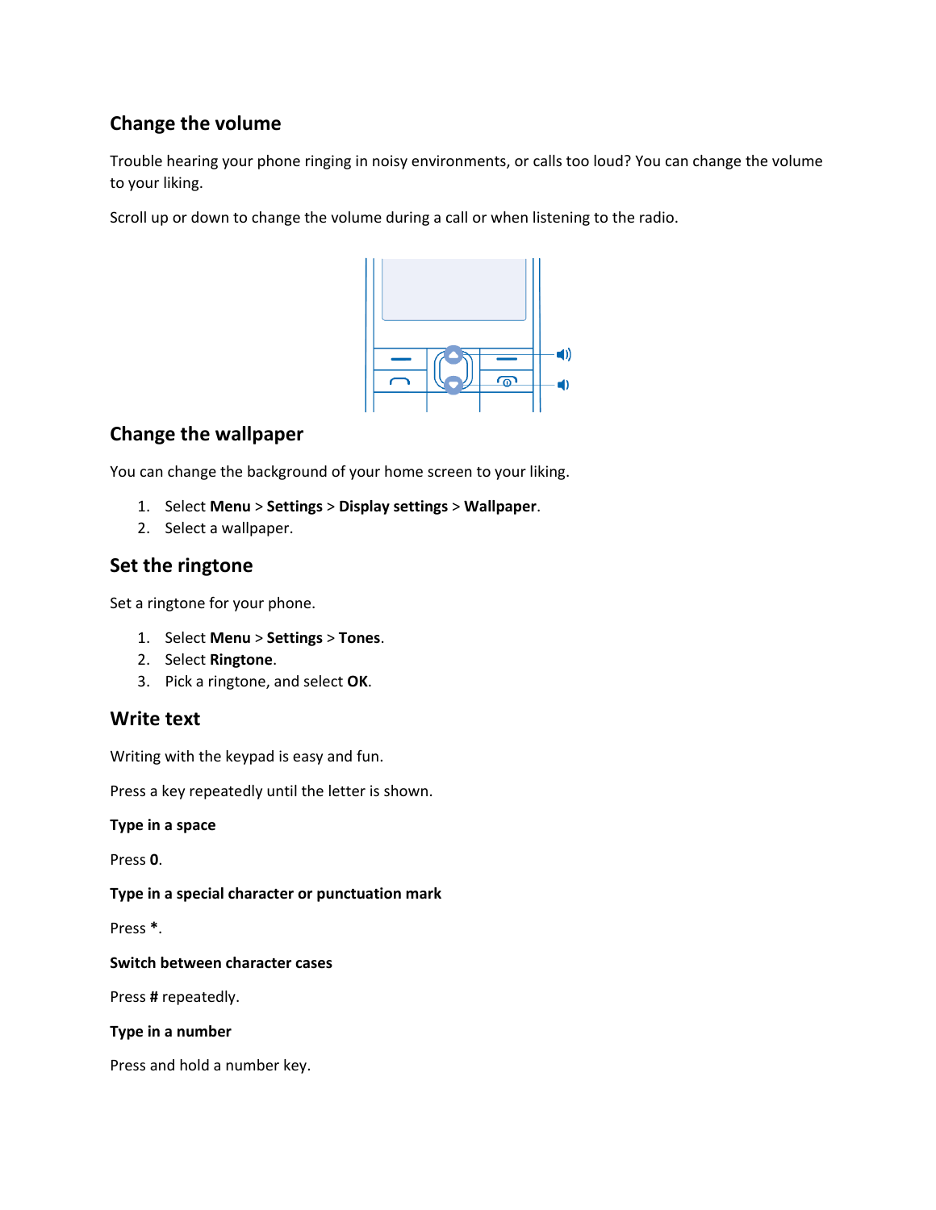## Change the volume

Trouble hearing your phone ringing in noisy environments, or calls too loud? You can change the volume to your liking.

Scroll up or down to change the volume during a call or when listening to the radio.

## Change the wallpaper

You can change the background of your home screen to your liking.

1. Select **Menu** > **Settings** > **Display settings** > **Wallpaper**.
2. Select a wallpaper.

## Set the ringtone

Set a ringtone for your phone.

1. Select **Menu** > **Settings** > **Tones**.
2. Select **Ringtone**.
3. Pick a ringtone, and select **OK**.

## Write text

Writing with the keypad is easy and fun.

Press a key repeatedly until the letter is shown.

**Type in a space**

Press **0**.

**Type in a special character or punctuation mark**

Press *****.

**Switch between character cases**

Press **#** repeatedly.

**Type in a number**

Press and hold a number key.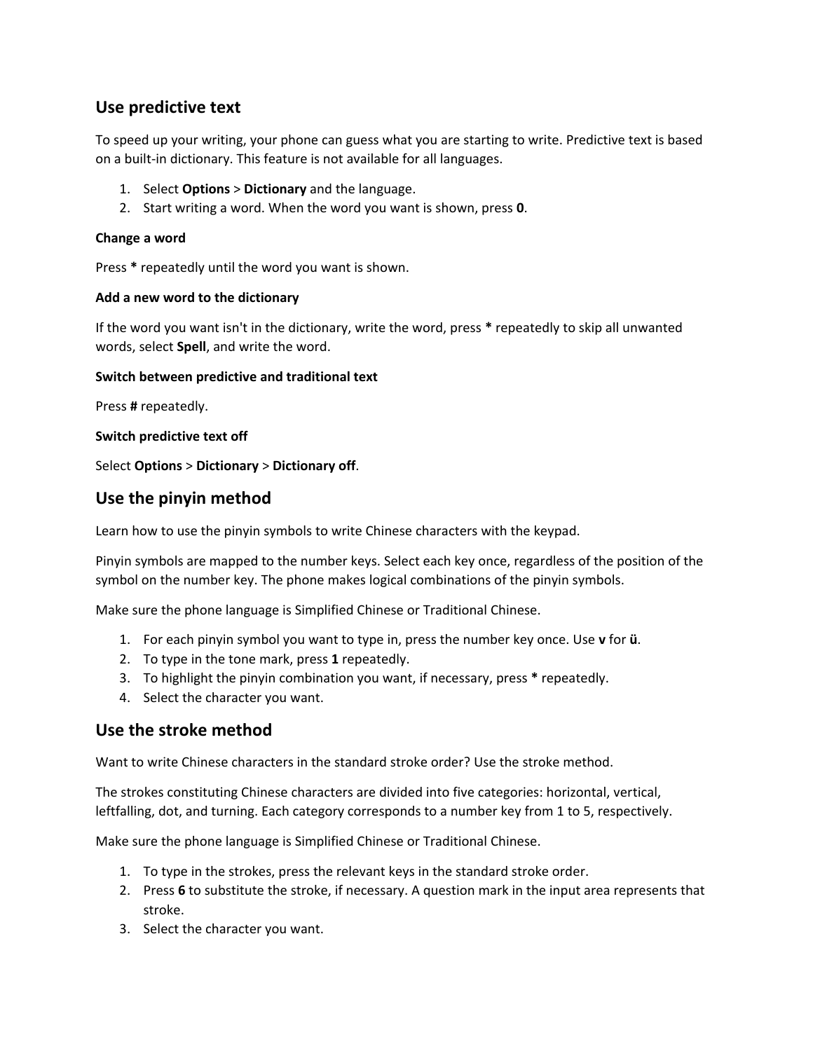## Use predictive text

To speed up your writing, your phone can guess what you are starting to write. Predictive text is based on a built-in dictionary. This feature is not available for all languages.

1. Select **Options** > **Dictionary** and the language.
2. Start writing a word. When the word you want is shown, press **0**.

**Change a word**

Press * repeatedly until the word you want is shown.

**Add a new word to the dictionary**

If the word you want isn't in the dictionary, write the word, press * repeatedly to skip all unwanted words, select **Spell**, and write the word.

**Switch between predictive and traditional text**

Press **#** repeatedly.

**Switch predictive text off**

Select **Options** > **Dictionary** > **Dictionary off**.

## Use the pinyin method

Learn how to use the pinyin symbols to write Chinese characters with the keypad.

Pinyin symbols are mapped to the number keys. Select each key once, regardless of the position of the symbol on the number key. The phone makes logical combinations of the pinyin symbols.

Make sure the phone language is Simplified Chinese or Traditional Chinese.

1. For each pinyin symbol you want to type in, press the number key once. Use **v** for **ü**.
2. To type in the tone mark, press **1** repeatedly.
3. To highlight the pinyin combination you want, if necessary, press * repeatedly.
4. Select the character you want.

## Use the stroke method

Want to write Chinese characters in the standard stroke order? Use the stroke method.

The strokes constituting Chinese characters are divided into five categories: horizontal, vertical, leftfalling, dot, and turning. Each category corresponds to a number key from 1 to 5, respectively.

Make sure the phone language is Simplified Chinese or Traditional Chinese.

1. To type in the strokes, press the relevant keys in the standard stroke order.
2. Press **6** to substitute the stroke, if necessary. A question mark in the input area represents that stroke.
3. Select the character you want.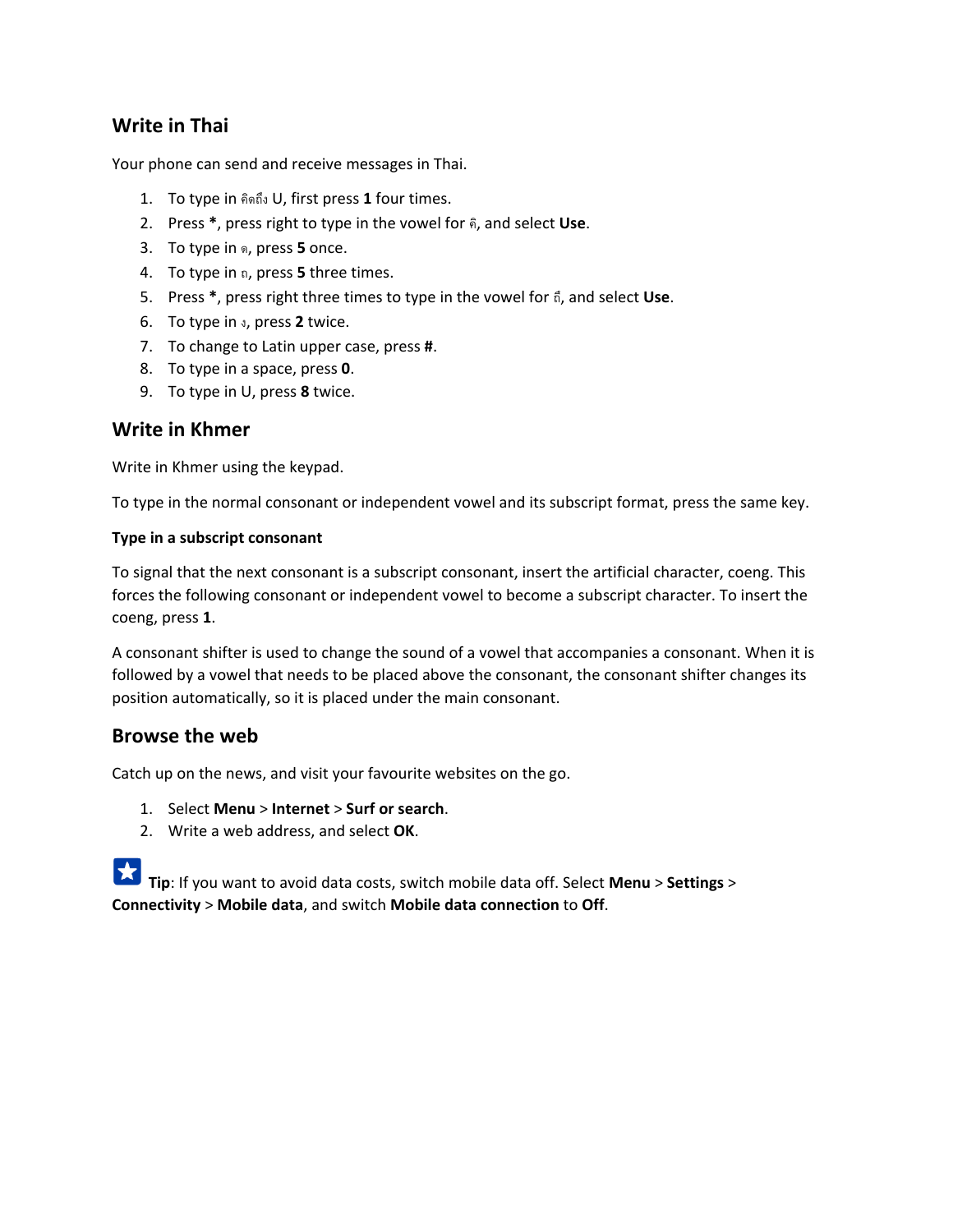## Write in Thai

Your phone can send and receive messages in Thai.

1. To type in คิดถึง U, first press **1** four times.
2. Press **\***, press right to type in the vowel for คิ, and select **Use**.
3. To type in ด, press **5** once.
4. To type in ถ, press **5** three times.
5. Press **\***, press right three times to type in the vowel for ถึ, and select **Use**.
6. To type in ง, press **2** twice.
7. To change to Latin upper case, press **#**.
8. To type in a space, press **0**.
9. To type in U, press **8** twice.

## Write in Khmer

Write in Khmer using the keypad.

To type in the normal consonant or independent vowel and its subscript format, press the same key.

### Type in a subscript consonant

To signal that the next consonant is a subscript consonant, insert the artificial character, coeng. This forces the following consonant or independent vowel to become a subscript character. To insert the coeng, press **1**.

A consonant shifter is used to change the sound of a vowel that accompanies a consonant. When it is followed by a vowel that needs to be placed above the consonant, the consonant shifter changes its position automatically, so it is placed under the main consonant.

## Browse the web

Catch up on the news, and visit your favourite websites on the go.

1. Select **Menu** > **Internet** > **Surf or search**.
2. Write a web address, and select **OK**.

**Tip**: If you want to avoid data costs, switch mobile data off. Select **Menu** > **Settings** > **Connectivity** > **Mobile data**, and switch **Mobile data connection** to **Off**.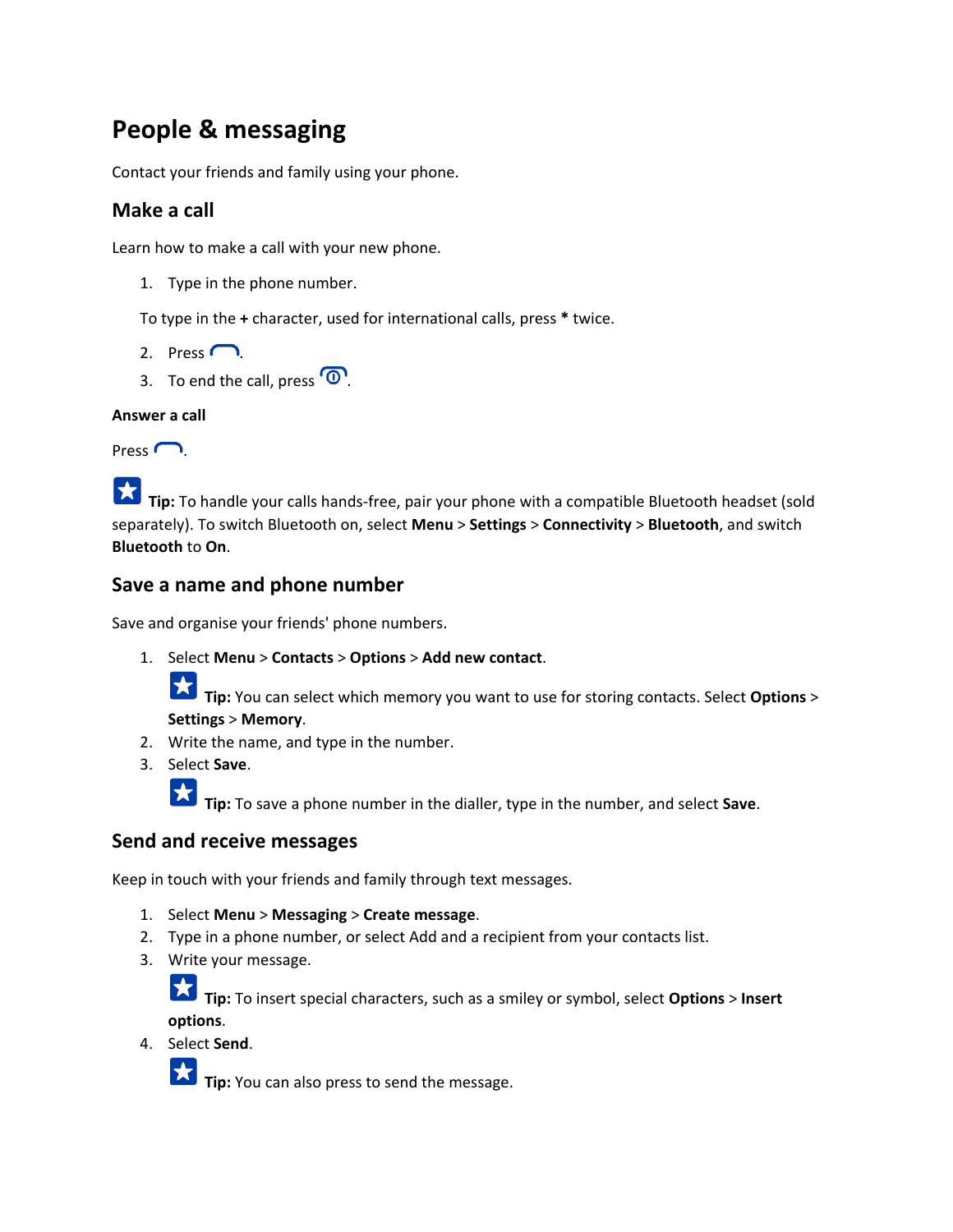# People & messaging

Contact your friends and family using your phone.

## Make a call

Learn how to make a call with your new phone.

1. Type in the phone number.

   To type in the **+** character, used for international calls, press **\*** twice.

2. Press .
3. To end the call, press .

### Answer a call

Press .

**Tip:** To handle your calls hands-free, pair your phone with a compatible Bluetooth headset (sold separately). To switch Bluetooth on, select **Menu** > **Settings** > **Connectivity** > **Bluetooth**, and switch **Bluetooth** to **On**.

## Save a name and phone number

Save and organise your friends' phone numbers.

1. Select **Menu** > **Contacts** > **Options** > **Add new contact**.

   **Tip:** You can select which memory you want to use for storing contacts. Select **Options** > **Settings** > **Memory**.
2. Write the name, and type in the number.
3. Select **Save**.

   **Tip:** To save a phone number in the dialler, type in the number, and select **Save**.

## Send and receive messages

Keep in touch with your friends and family through text messages.

1. Select **Menu** > **Messaging** > **Create message**.
2. Type in a phone number, or select Add and a recipient from your contacts list.
3. Write your message.

   **Tip:** To insert special characters, such as a smiley or symbol, select **Options** > **Insert options**.
4. Select **Send**.

   **Tip:** You can also press to send the message.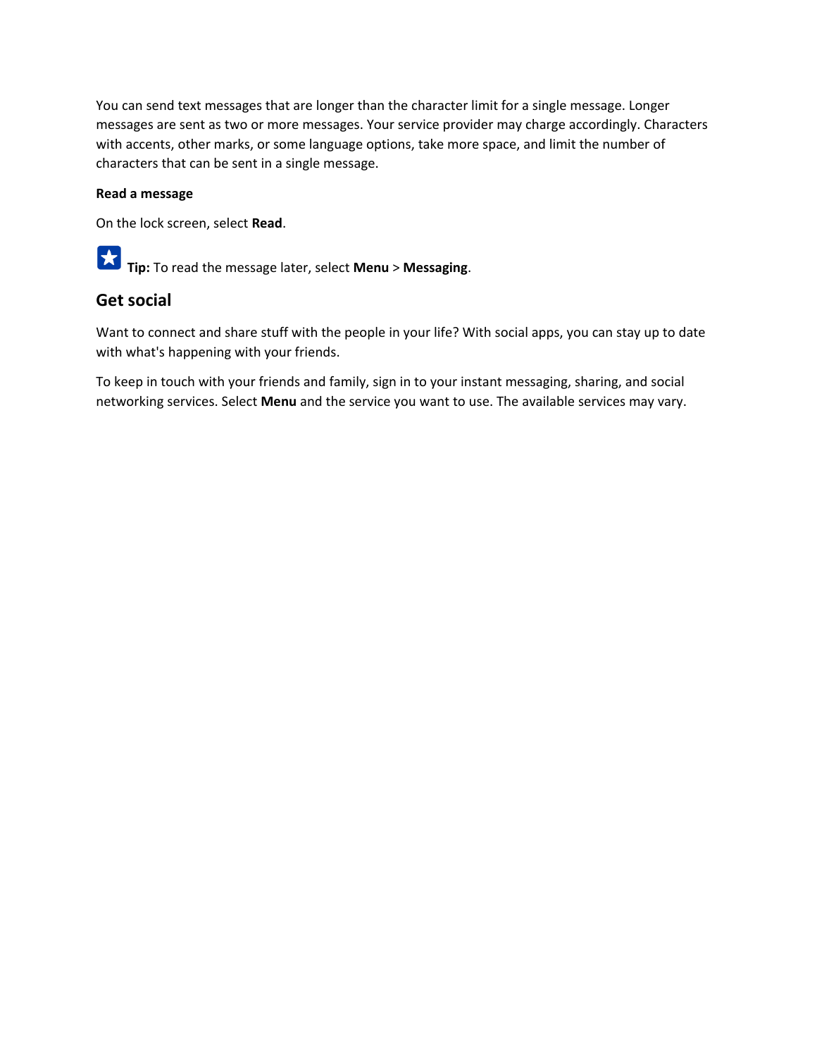You can send text messages that are longer than the character limit for a single message. Longer messages are sent as two or more messages. Your service provider may charge accordingly. Characters with accents, other marks, or some language options, take more space, and limit the number of characters that can be sent in a single message.

**Read a message**

On the lock screen, select **Read**.

**Tip:** To read the message later, select **Menu** > **Messaging**.

## Get social

Want to connect and share stuff with the people in your life? With social apps, you can stay up to date with what's happening with your friends.

To keep in touch with your friends and family, sign in to your instant messaging, sharing, and social networking services. Select **Menu** and the service you want to use. The available services may vary.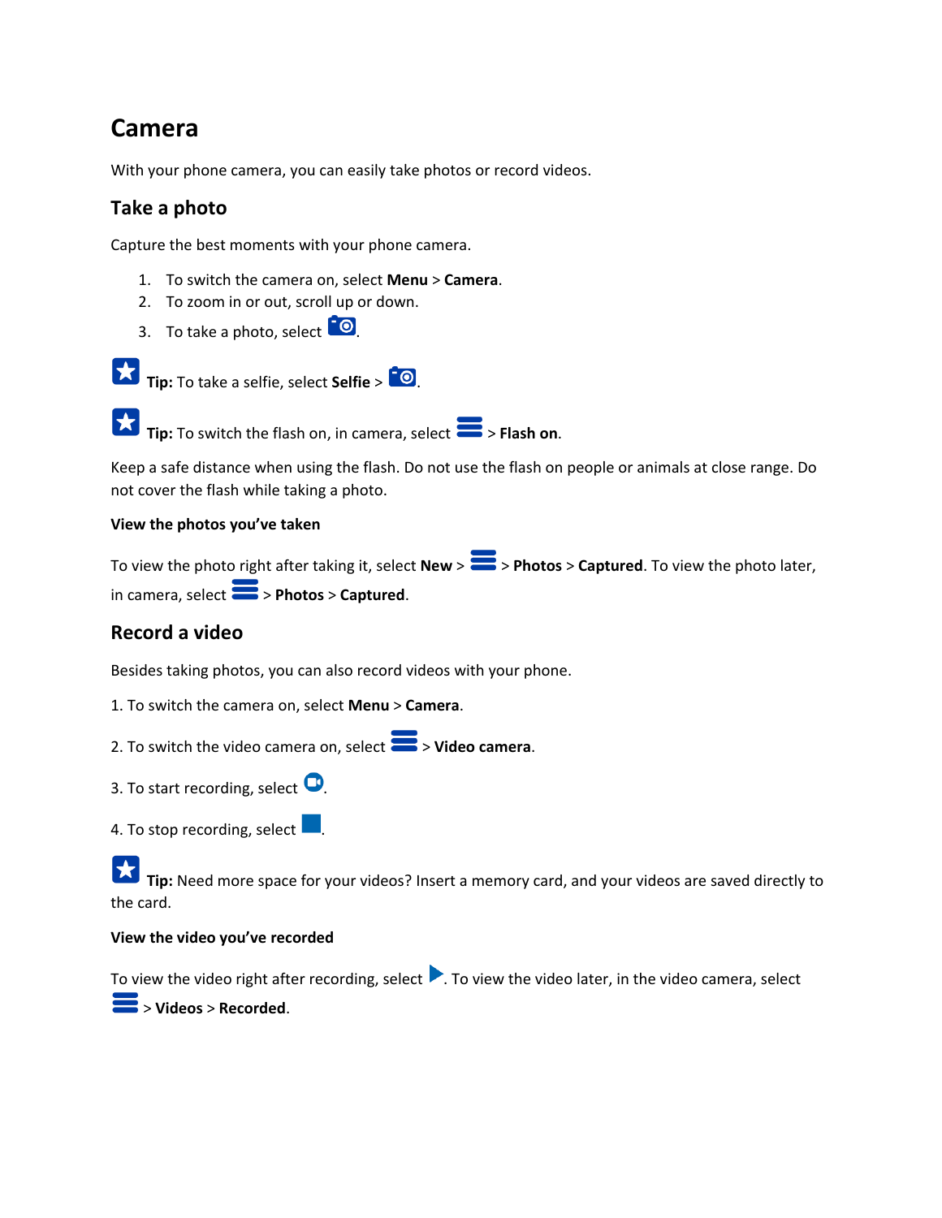# Camera

With your phone camera, you can easily take photos or record videos.

## Take a photo

Capture the best moments with your phone camera.

1. To switch the camera on, select **Menu** > **Camera**.
2. To zoom in or out, scroll up or down.
3. To take a photo, select .

**Tip:** To take a selfie, select **Selfie** > .

**Tip:** To switch the flash on, in camera, select  > **Flash on**.

Keep a safe distance when using the flash. Do not use the flash on people or animals at close range. Do not cover the flash while taking a photo.

### View the photos you've taken

To view the photo right after taking it, select **New** >  > **Photos** > **Captured**. To view the photo later, in camera, select  > **Photos** > **Captured**.

## Record a video

Besides taking photos, you can also record videos with your phone.

1. To switch the camera on, select **Menu** > **Camera**.

2. To switch the video camera on, select  > **Video camera**.

3. To start recording, select .

4. To stop recording, select .

**Tip:** Need more space for your videos? Insert a memory card, and your videos are saved directly to the card.

### View the video you've recorded

To view the video right after recording, select . To view the video later, in the video camera, select  > **Videos** > **Recorded**.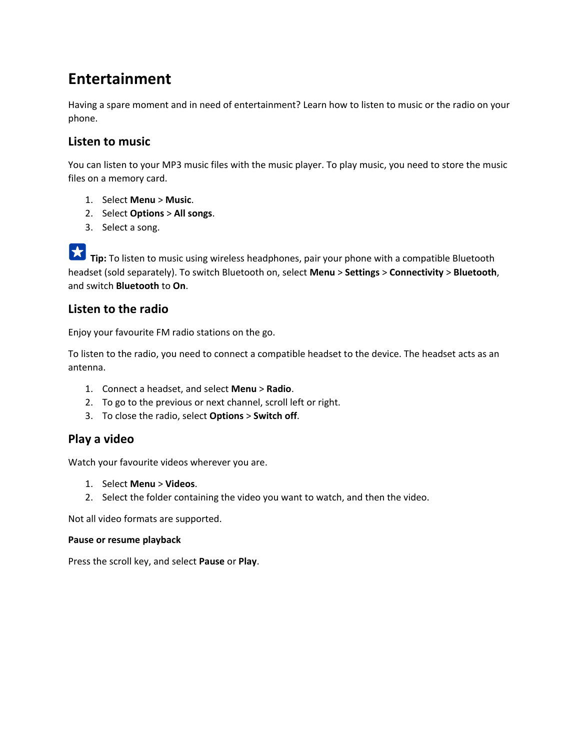# Entertainment

Having a spare moment and in need of entertainment? Learn how to listen to music or the radio on your phone.

## Listen to music

You can listen to your MP3 music files with the music player. To play music, you need to store the music files on a memory card.

1. Select **Menu** > **Music**.
2. Select **Options** > **All songs**.
3. Select a song.

**Tip:** To listen to music using wireless headphones, pair your phone with a compatible Bluetooth headset (sold separately). To switch Bluetooth on, select **Menu** > **Settings** > **Connectivity** > **Bluetooth**, and switch **Bluetooth** to **On**.

## Listen to the radio

Enjoy your favourite FM radio stations on the go.

To listen to the radio, you need to connect a compatible headset to the device. The headset acts as an antenna.

1. Connect a headset, and select **Menu** > **Radio**.
2. To go to the previous or next channel, scroll left or right.
3. To close the radio, select **Options** > **Switch off**.

## Play a video

Watch your favourite videos wherever you are.

1. Select **Menu** > **Videos**.
2. Select the folder containing the video you want to watch, and then the video.

Not all video formats are supported.

**Pause or resume playback**

Press the scroll key, and select **Pause** or **Play**.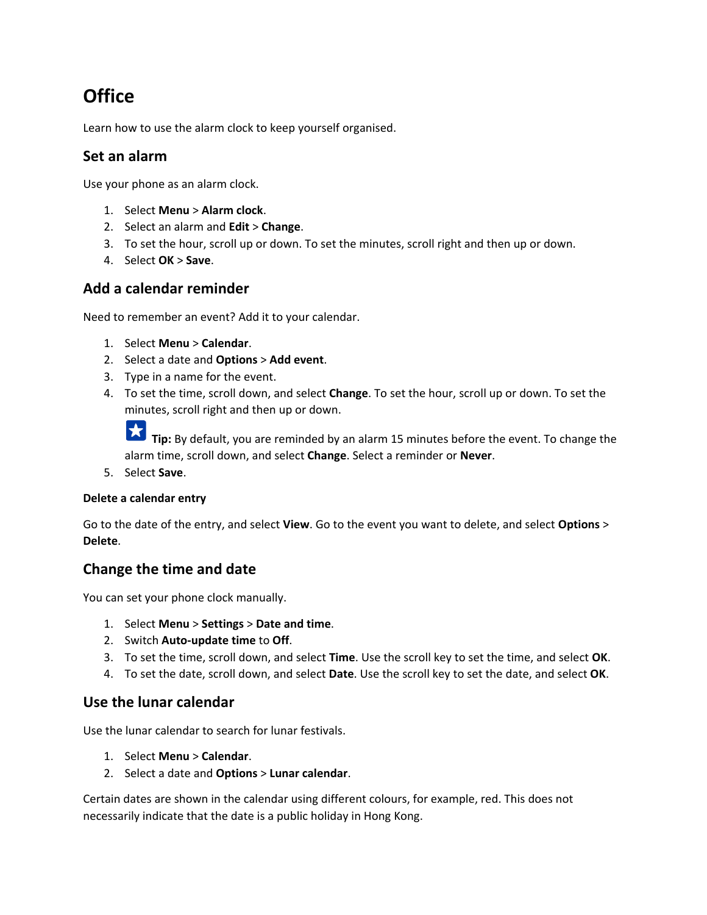# Office

Learn how to use the alarm clock to keep yourself organised.

## Set an alarm

Use your phone as an alarm clock.

1. Select **Menu** > **Alarm clock**.
2. Select an alarm and **Edit** > **Change**.
3. To set the hour, scroll up or down. To set the minutes, scroll right and then up or down.
4. Select **OK** > **Save**.

## Add a calendar reminder

Need to remember an event? Add it to your calendar.

1. Select **Menu** > **Calendar**.
2. Select a date and **Options** > **Add event**.
3. Type in a name for the event.
4. To set the time, scroll down, and select **Change**. To set the hour, scroll up or down. To set the minutes, scroll right and then up or down.

   **Tip:** By default, you are reminded by an alarm 15 minutes before the event. To change the alarm time, scroll down, and select **Change**. Select a reminder or **Never**.
5. Select **Save**.

### Delete a calendar entry

Go to the date of the entry, and select **View**. Go to the event you want to delete, and select **Options** > **Delete**.

## Change the time and date

You can set your phone clock manually.

1. Select **Menu** > **Settings** > **Date and time**.
2. Switch **Auto-update time** to **Off**.
3. To set the time, scroll down, and select **Time**. Use the scroll key to set the time, and select **OK**.
4. To set the date, scroll down, and select **Date**. Use the scroll key to set the date, and select **OK**.

## Use the lunar calendar

Use the lunar calendar to search for lunar festivals.

1. Select **Menu** > **Calendar**.
2. Select a date and **Options** > **Lunar calendar**.

Certain dates are shown in the calendar using different colours, for example, red. This does not necessarily indicate that the date is a public holiday in Hong Kong.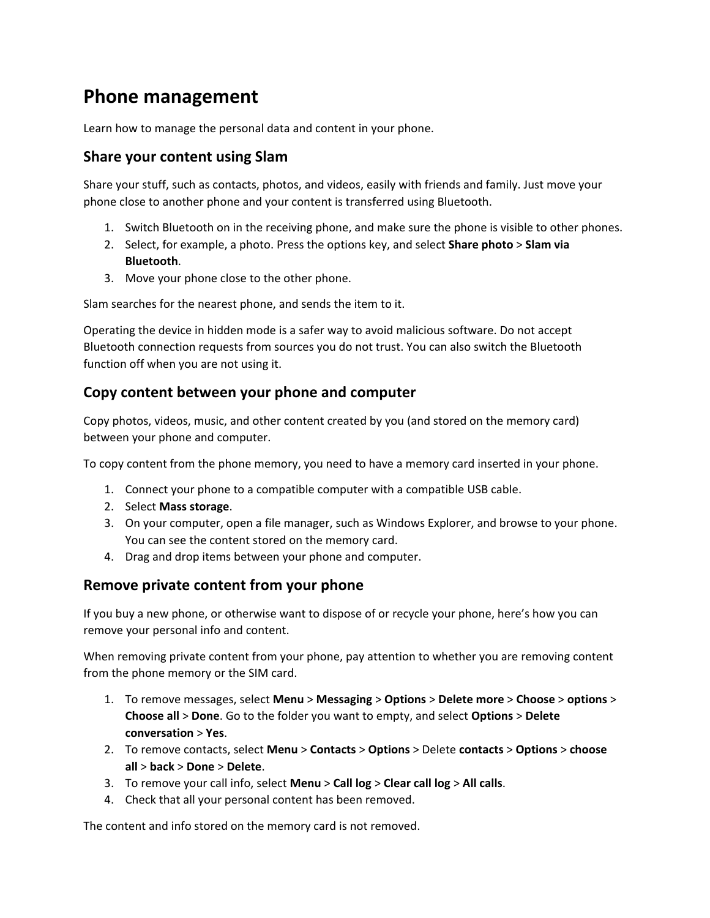# Phone management

Learn how to manage the personal data and content in your phone.

## Share your content using Slam

Share your stuff, such as contacts, photos, and videos, easily with friends and family. Just move your phone close to another phone and your content is transferred using Bluetooth.

1. Switch Bluetooth on in the receiving phone, and make sure the phone is visible to other phones.
2. Select, for example, a photo. Press the options key, and select **Share photo** > **Slam via Bluetooth**.
3. Move your phone close to the other phone.

Slam searches for the nearest phone, and sends the item to it.

Operating the device in hidden mode is a safer way to avoid malicious software. Do not accept Bluetooth connection requests from sources you do not trust. You can also switch the Bluetooth function off when you are not using it.

## Copy content between your phone and computer

Copy photos, videos, music, and other content created by you (and stored on the memory card) between your phone and computer.

To copy content from the phone memory, you need to have a memory card inserted in your phone.

1. Connect your phone to a compatible computer with a compatible USB cable.
2. Select **Mass storage**.
3. On your computer, open a file manager, such as Windows Explorer, and browse to your phone. You can see the content stored on the memory card.
4. Drag and drop items between your phone and computer.

## Remove private content from your phone

If you buy a new phone, or otherwise want to dispose of or recycle your phone, here's how you can remove your personal info and content.

When removing private content from your phone, pay attention to whether you are removing content from the phone memory or the SIM card.

1. To remove messages, select **Menu** > **Messaging** > **Options** > **Delete more** > **Choose** > **options** > **Choose all** > **Done**. Go to the folder you want to empty, and select **Options** > **Delete conversation** > **Yes**.
2. To remove contacts, select **Menu** > **Contacts** > **Options** > Delete **contacts** > **Options** > **choose all** > **back** > **Done** > **Delete**.
3. To remove your call info, select **Menu** > **Call log** > **Clear call log** > **All calls**.
4. Check that all your personal content has been removed.

The content and info stored on the memory card is not removed.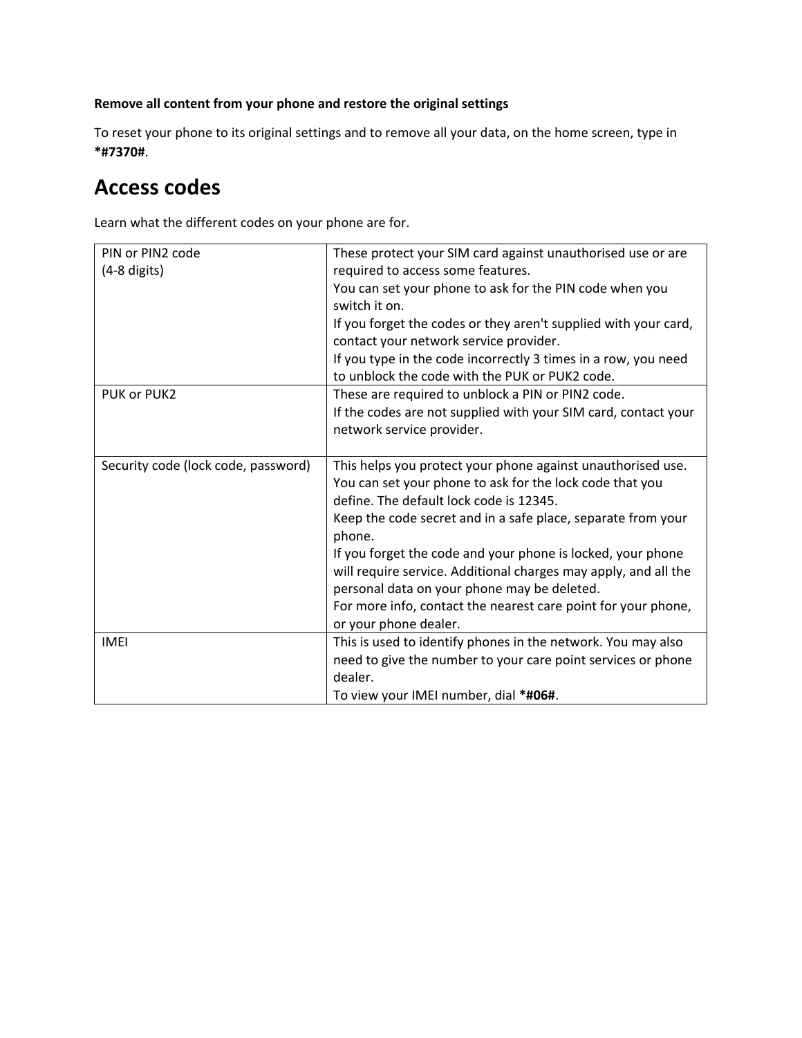**Remove all content from your phone and restore the original settings**

To reset your phone to its original settings and to remove all your data, on the home screen, type in **\*#7370#**.

# Access codes

Learn what the different codes on your phone are for.

| | |
|---|---|
| PIN or PIN2 code<br>(4-8 digits) | These protect your SIM card against unauthorised use or are required to access some features.<br>You can set your phone to ask for the PIN code when you switch it on.<br>If you forget the codes or they aren't supplied with your card, contact your network service provider.<br>If you type in the code incorrectly 3 times in a row, you need to unblock the code with the PUK or PUK2 code. |
| PUK or PUK2 | These are required to unblock a PIN or PIN2 code.<br>If the codes are not supplied with your SIM card, contact your network service provider. |
| Security code (lock code, password) | This helps you protect your phone against unauthorised use.<br>You can set your phone to ask for the lock code that you define. The default lock code is 12345.<br>Keep the code secret and in a safe place, separate from your phone.<br>If you forget the code and your phone is locked, your phone will require service. Additional charges may apply, and all the personal data on your phone may be deleted.<br>For more info, contact the nearest care point for your phone, or your phone dealer. |
| IMEI | This is used to identify phones in the network. You may also need to give the number to your care point services or phone dealer.<br>To view your IMEI number, dial **\*#06#**. |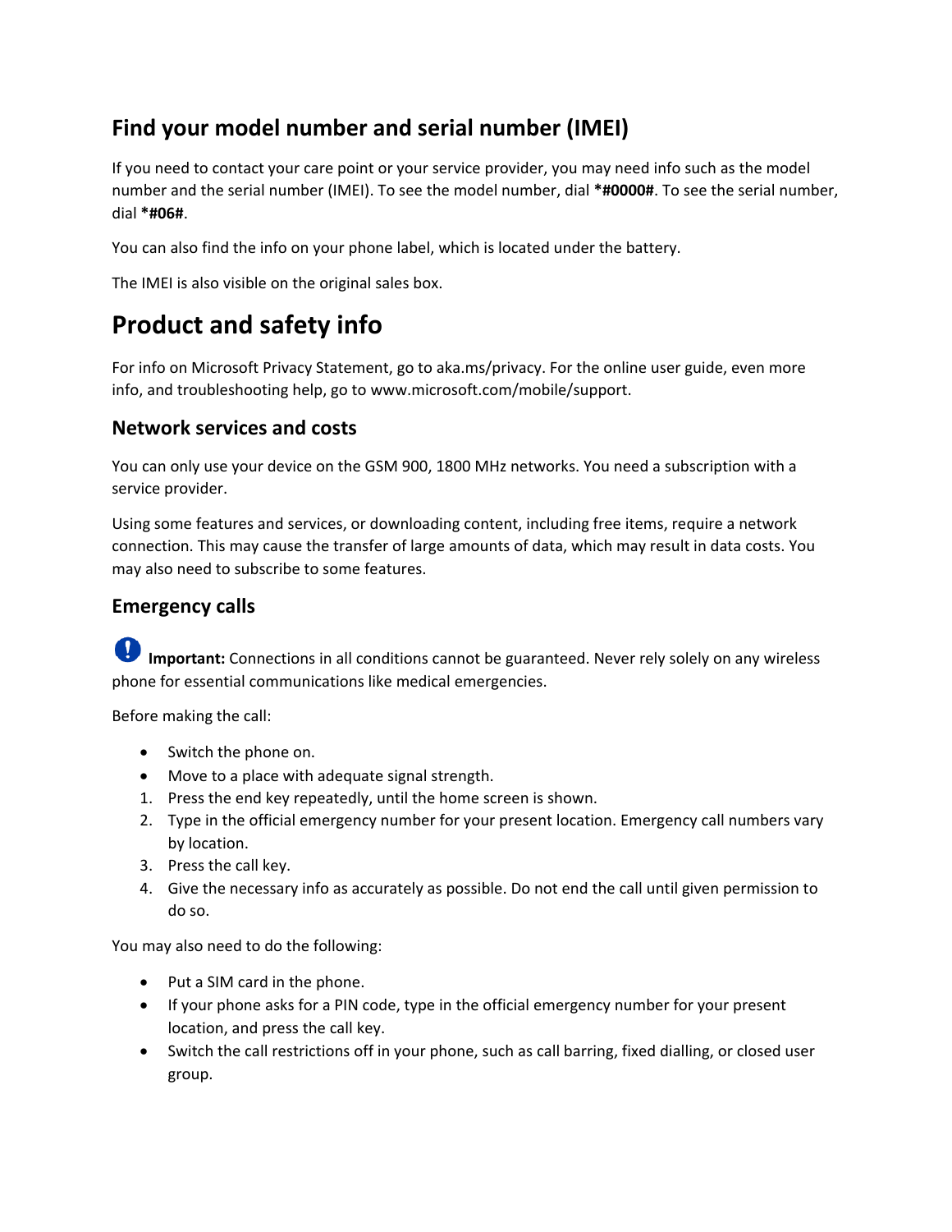## Find your model number and serial number (IMEI)

If you need to contact your care point or your service provider, you may need info such as the model number and the serial number (IMEI). To see the model number, dial ***#0000#**. To see the serial number, dial ***#06#**.

You can also find the info on your phone label, which is located under the battery.

The IMEI is also visible on the original sales box.

# Product and safety info

For info on Microsoft Privacy Statement, go to aka.ms/privacy. For the online user guide, even more info, and troubleshooting help, go to www.microsoft.com/mobile/support.

### Network services and costs

You can only use your device on the GSM 900, 1800 MHz networks. You need a subscription with a service provider.

Using some features and services, or downloading content, including free items, require a network connection. This may cause the transfer of large amounts of data, which may result in data costs. You may also need to subscribe to some features.

### Emergency calls

**Important:** Connections in all conditions cannot be guaranteed. Never rely solely on any wireless phone for essential communications like medical emergencies.

Before making the call:

- Switch the phone on.
- Move to a place with adequate signal strength.

1. Press the end key repeatedly, until the home screen is shown.
2. Type in the official emergency number for your present location. Emergency call numbers vary by location.
3. Press the call key.
4. Give the necessary info as accurately as possible. Do not end the call until given permission to do so.

You may also need to do the following:

- Put a SIM card in the phone.
- If your phone asks for a PIN code, type in the official emergency number for your present location, and press the call key.
- Switch the call restrictions off in your phone, such as call barring, fixed dialling, or closed user group.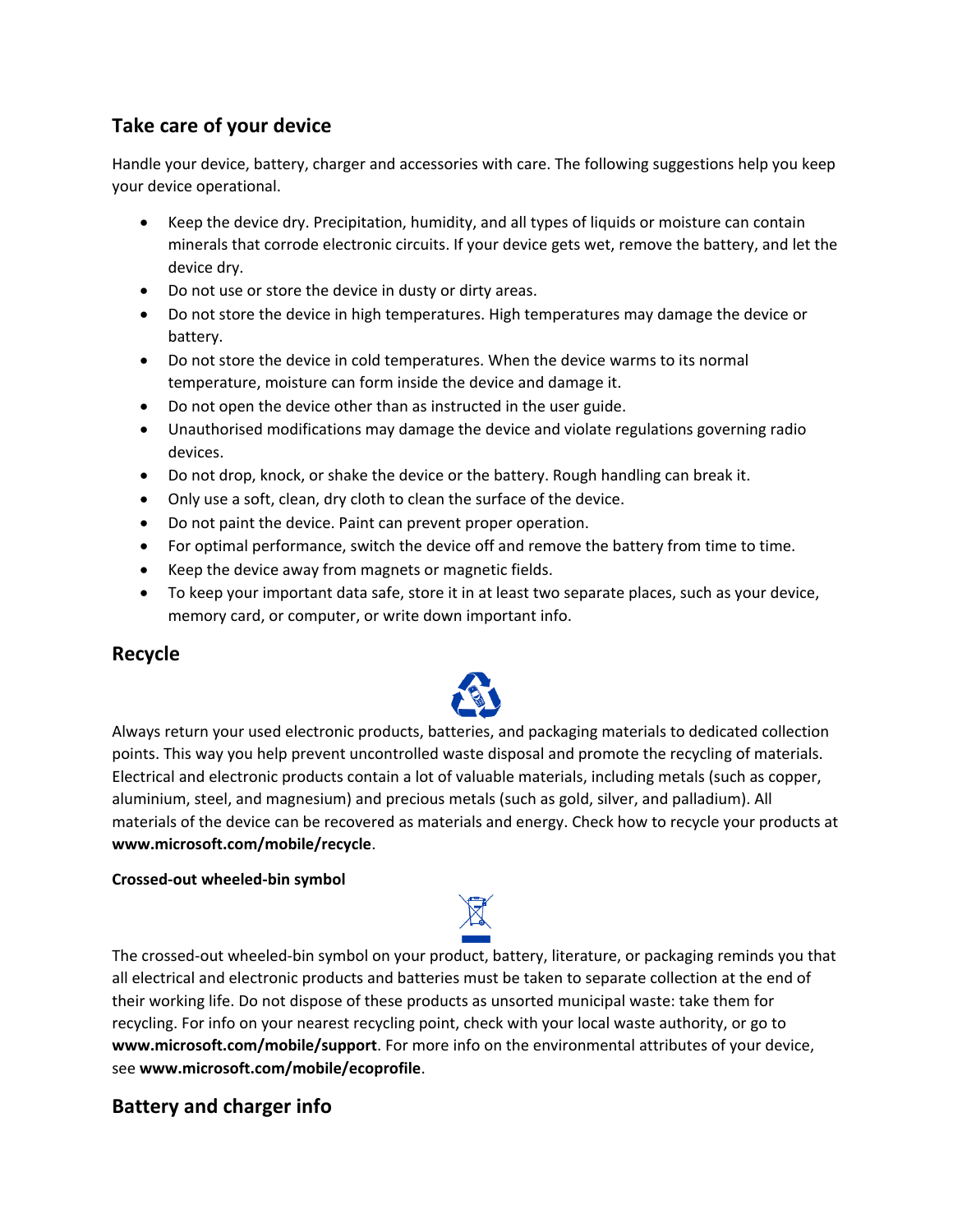## Take care of your device

Handle your device, battery, charger and accessories with care. The following suggestions help you keep your device operational.

- Keep the device dry. Precipitation, humidity, and all types of liquids or moisture can contain minerals that corrode electronic circuits. If your device gets wet, remove the battery, and let the device dry.
- Do not use or store the device in dusty or dirty areas.
- Do not store the device in high temperatures. High temperatures may damage the device or battery.
- Do not store the device in cold temperatures. When the device warms to its normal temperature, moisture can form inside the device and damage it.
- Do not open the device other than as instructed in the user guide.
- Unauthorised modifications may damage the device and violate regulations governing radio devices.
- Do not drop, knock, or shake the device or the battery. Rough handling can break it.
- Only use a soft, clean, dry cloth to clean the surface of the device.
- Do not paint the device. Paint can prevent proper operation.
- For optimal performance, switch the device off and remove the battery from time to time.
- Keep the device away from magnets or magnetic fields.
- To keep your important data safe, store it in at least two separate places, such as your device, memory card, or computer, or write down important info.

## Recycle

Always return your used electronic products, batteries, and packaging materials to dedicated collection points. This way you help prevent uncontrolled waste disposal and promote the recycling of materials. Electrical and electronic products contain a lot of valuable materials, including metals (such as copper, aluminium, steel, and magnesium) and precious metals (such as gold, silver, and palladium). All materials of the device can be recovered as materials and energy. Check how to recycle your products at **www.microsoft.com/mobile/recycle**.

#### Crossed-out wheeled-bin symbol

The crossed-out wheeled-bin symbol on your product, battery, literature, or packaging reminds you that all electrical and electronic products and batteries must be taken to separate collection at the end of their working life. Do not dispose of these products as unsorted municipal waste: take them for recycling. For info on your nearest recycling point, check with your local waste authority, or go to **www.microsoft.com/mobile/support**. For more info on the environmental attributes of your device, see **www.microsoft.com/mobile/ecoprofile**.

## Battery and charger info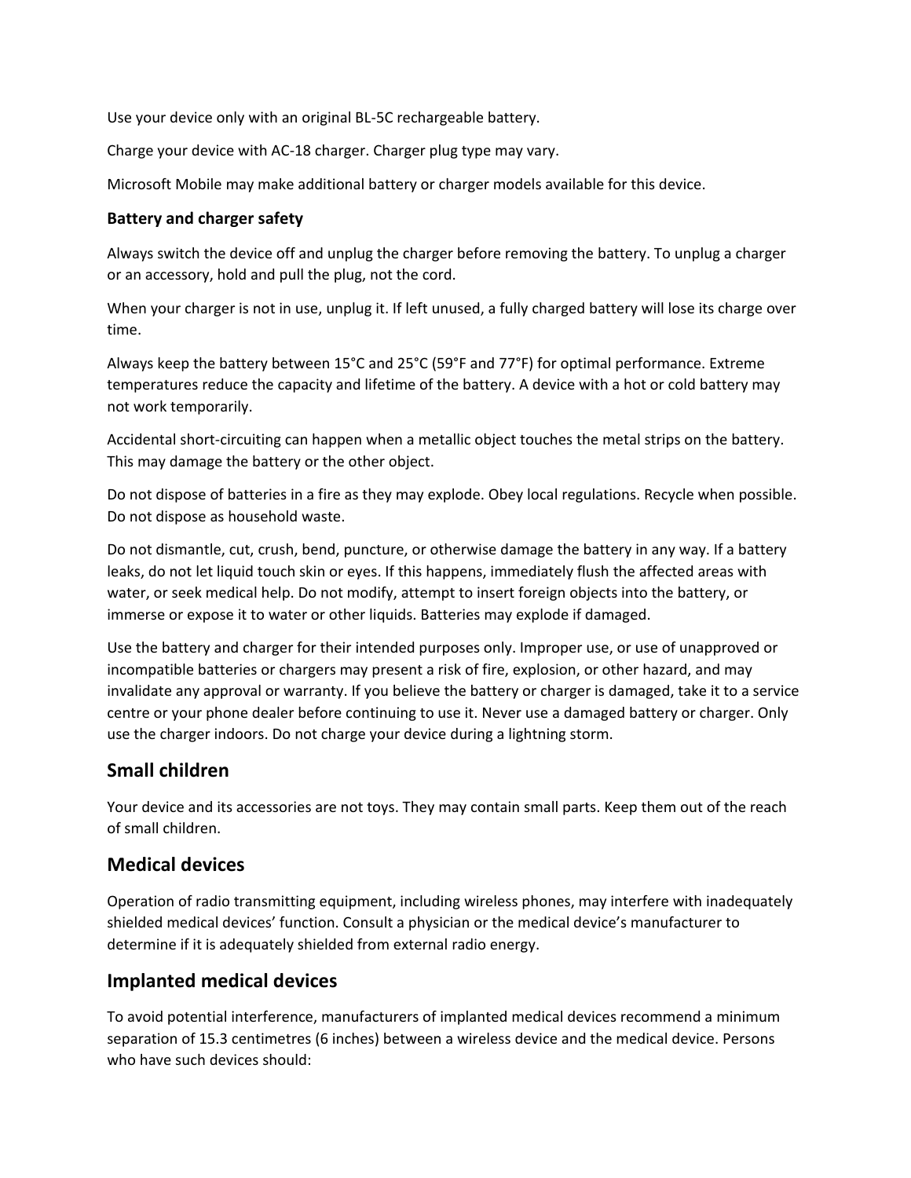Use your device only with an original BL-5C rechargeable battery.

Charge your device with AC-18 charger. Charger plug type may vary.

Microsoft Mobile may make additional battery or charger models available for this device.

**Battery and charger safety**

Always switch the device off and unplug the charger before removing the battery. To unplug a charger or an accessory, hold and pull the plug, not the cord.

When your charger is not in use, unplug it. If left unused, a fully charged battery will lose its charge over time.

Always keep the battery between 15°C and 25°C (59°F and 77°F) for optimal performance. Extreme temperatures reduce the capacity and lifetime of the battery. A device with a hot or cold battery may not work temporarily.

Accidental short-circuiting can happen when a metallic object touches the metal strips on the battery. This may damage the battery or the other object.

Do not dispose of batteries in a fire as they may explode. Obey local regulations. Recycle when possible. Do not dispose as household waste.

Do not dismantle, cut, crush, bend, puncture, or otherwise damage the battery in any way. If a battery leaks, do not let liquid touch skin or eyes. If this happens, immediately flush the affected areas with water, or seek medical help. Do not modify, attempt to insert foreign objects into the battery, or immerse or expose it to water or other liquids. Batteries may explode if damaged.

Use the battery and charger for their intended purposes only. Improper use, or use of unapproved or incompatible batteries or chargers may present a risk of fire, explosion, or other hazard, and may invalidate any approval or warranty. If you believe the battery or charger is damaged, take it to a service centre or your phone dealer before continuing to use it. Never use a damaged battery or charger. Only use the charger indoors. Do not charge your device during a lightning storm.

## Small children

Your device and its accessories are not toys. They may contain small parts. Keep them out of the reach of small children.

## Medical devices

Operation of radio transmitting equipment, including wireless phones, may interfere with inadequately shielded medical devices' function. Consult a physician or the medical device's manufacturer to determine if it is adequately shielded from external radio energy.

## Implanted medical devices

To avoid potential interference, manufacturers of implanted medical devices recommend a minimum separation of 15.3 centimetres (6 inches) between a wireless device and the medical device. Persons who have such devices should: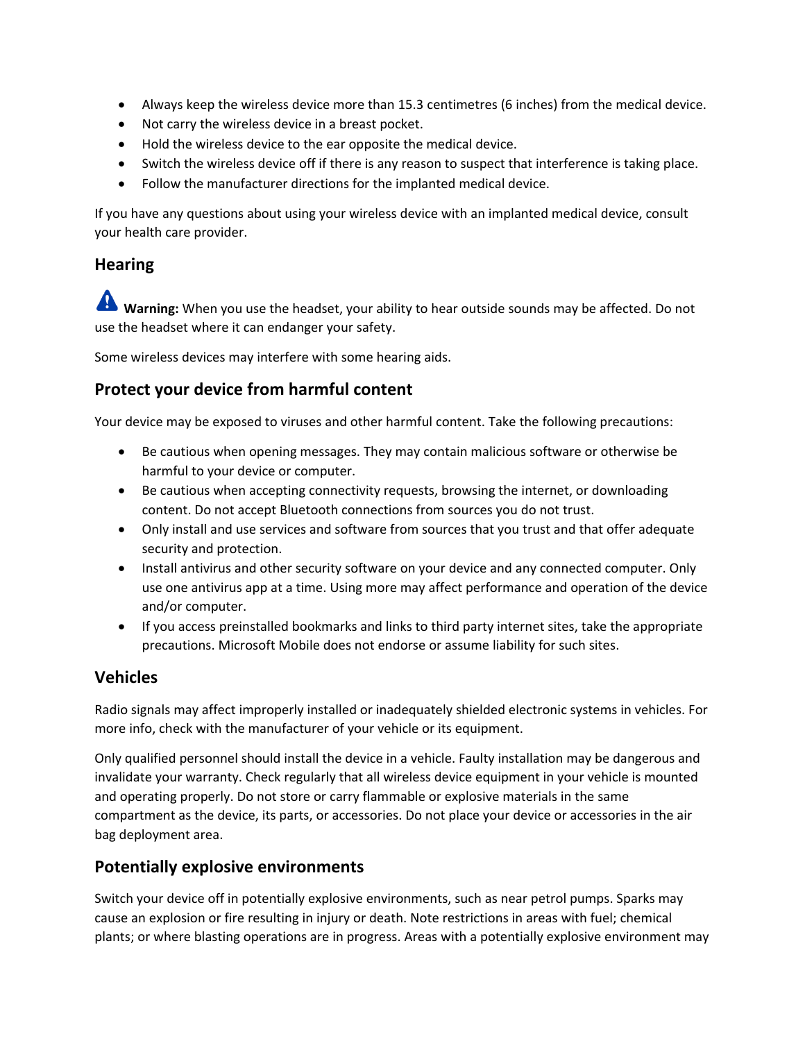- Always keep the wireless device more than 15.3 centimetres (6 inches) from the medical device.
- Not carry the wireless device in a breast pocket.
- Hold the wireless device to the ear opposite the medical device.
- Switch the wireless device off if there is any reason to suspect that interference is taking place.
- Follow the manufacturer directions for the implanted medical device.

If you have any questions about using your wireless device with an implanted medical device, consult your health care provider.

## Hearing

**Warning:** When you use the headset, your ability to hear outside sounds may be affected. Do not use the headset where it can endanger your safety.

Some wireless devices may interfere with some hearing aids.

## Protect your device from harmful content

Your device may be exposed to viruses and other harmful content. Take the following precautions:

- Be cautious when opening messages. They may contain malicious software or otherwise be harmful to your device or computer.
- Be cautious when accepting connectivity requests, browsing the internet, or downloading content. Do not accept Bluetooth connections from sources you do not trust.
- Only install and use services and software from sources that you trust and that offer adequate security and protection.
- Install antivirus and other security software on your device and any connected computer. Only use one antivirus app at a time. Using more may affect performance and operation of the device and/or computer.
- If you access preinstalled bookmarks and links to third party internet sites, take the appropriate precautions. Microsoft Mobile does not endorse or assume liability for such sites.

## Vehicles

Radio signals may affect improperly installed or inadequately shielded electronic systems in vehicles. For more info, check with the manufacturer of your vehicle or its equipment.

Only qualified personnel should install the device in a vehicle. Faulty installation may be dangerous and invalidate your warranty. Check regularly that all wireless device equipment in your vehicle is mounted and operating properly. Do not store or carry flammable or explosive materials in the same compartment as the device, its parts, or accessories. Do not place your device or accessories in the air bag deployment area.

## Potentially explosive environments

Switch your device off in potentially explosive environments, such as near petrol pumps. Sparks may cause an explosion or fire resulting in injury or death. Note restrictions in areas with fuel; chemical plants; or where blasting operations are in progress. Areas with a potentially explosive environment may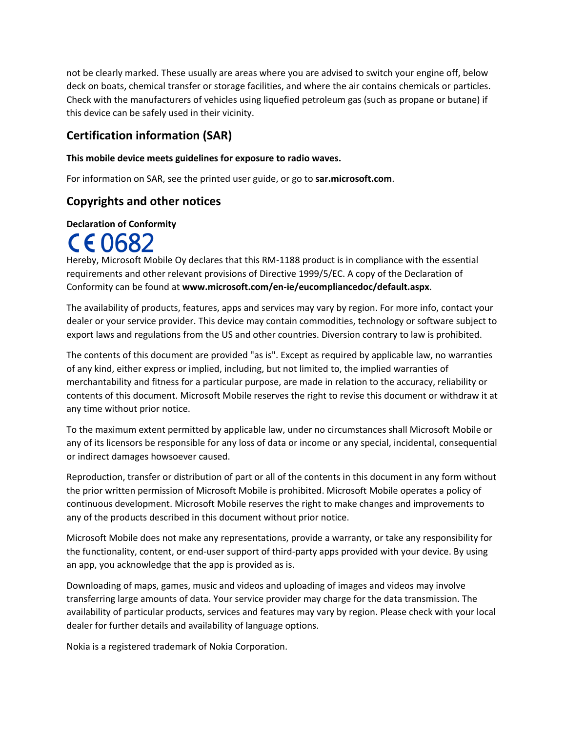not be clearly marked. These usually are areas where you are advised to switch your engine off, below deck on boats, chemical transfer or storage facilities, and where the air contains chemicals or particles. Check with the manufacturers of vehicles using liquefied petroleum gas (such as propane or butane) if this device can be safely used in their vicinity.

## Certification information (SAR)

**This mobile device meets guidelines for exposure to radio waves.**

For information on SAR, see the printed user guide, or go to **sar.microsoft.com**.

## Copyrights and other notices

**Declaration of Conformity**

CE 0682

Hereby, Microsoft Mobile Oy declares that this RM-1188 product is in compliance with the essential requirements and other relevant provisions of Directive 1999/5/EC. A copy of the Declaration of Conformity can be found at **www.microsoft.com/en-ie/eucompliancedoc/default.aspx**.

The availability of products, features, apps and services may vary by region. For more info, contact your dealer or your service provider. This device may contain commodities, technology or software subject to export laws and regulations from the US and other countries. Diversion contrary to law is prohibited.

The contents of this document are provided "as is". Except as required by applicable law, no warranties of any kind, either express or implied, including, but not limited to, the implied warranties of merchantability and fitness for a particular purpose, are made in relation to the accuracy, reliability or contents of this document. Microsoft Mobile reserves the right to revise this document or withdraw it at any time without prior notice.

To the maximum extent permitted by applicable law, under no circumstances shall Microsoft Mobile or any of its licensors be responsible for any loss of data or income or any special, incidental, consequential or indirect damages howsoever caused.

Reproduction, transfer or distribution of part or all of the contents in this document in any form without the prior written permission of Microsoft Mobile is prohibited. Microsoft Mobile operates a policy of continuous development. Microsoft Mobile reserves the right to make changes and improvements to any of the products described in this document without prior notice.

Microsoft Mobile does not make any representations, provide a warranty, or take any responsibility for the functionality, content, or end-user support of third-party apps provided with your device. By using an app, you acknowledge that the app is provided as is.

Downloading of maps, games, music and videos and uploading of images and videos may involve transferring large amounts of data. Your service provider may charge for the data transmission. The availability of particular products, services and features may vary by region. Please check with your local dealer for further details and availability of language options.

Nokia is a registered trademark of Nokia Corporation.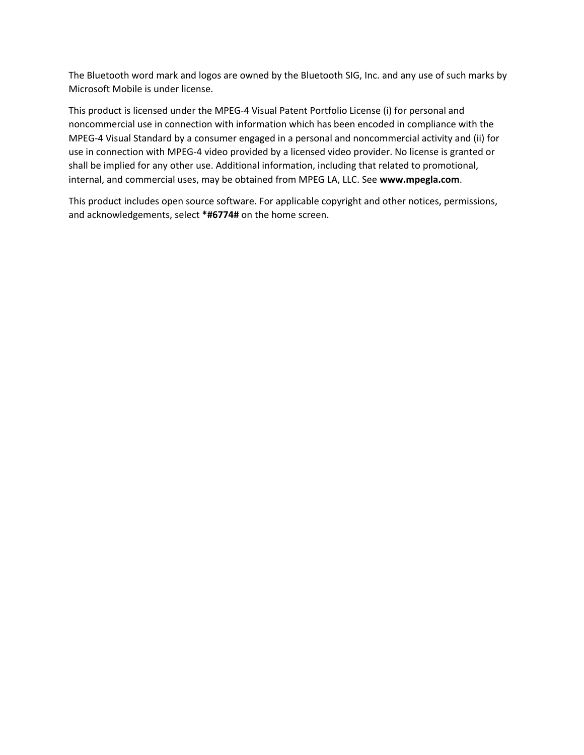The Bluetooth word mark and logos are owned by the Bluetooth SIG, Inc. and any use of such marks by Microsoft Mobile is under license.

This product is licensed under the MPEG-4 Visual Patent Portfolio License (i) for personal and noncommercial use in connection with information which has been encoded in compliance with the MPEG-4 Visual Standard by a consumer engaged in a personal and noncommercial activity and (ii) for use in connection with MPEG-4 video provided by a licensed video provider. No license is granted or shall be implied for any other use. Additional information, including that related to promotional, internal, and commercial uses, may be obtained from MPEG LA, LLC. See **www.mpegla.com**.

This product includes open source software. For applicable copyright and other notices, permissions, and acknowledgements, select ***#6774#** on the home screen.